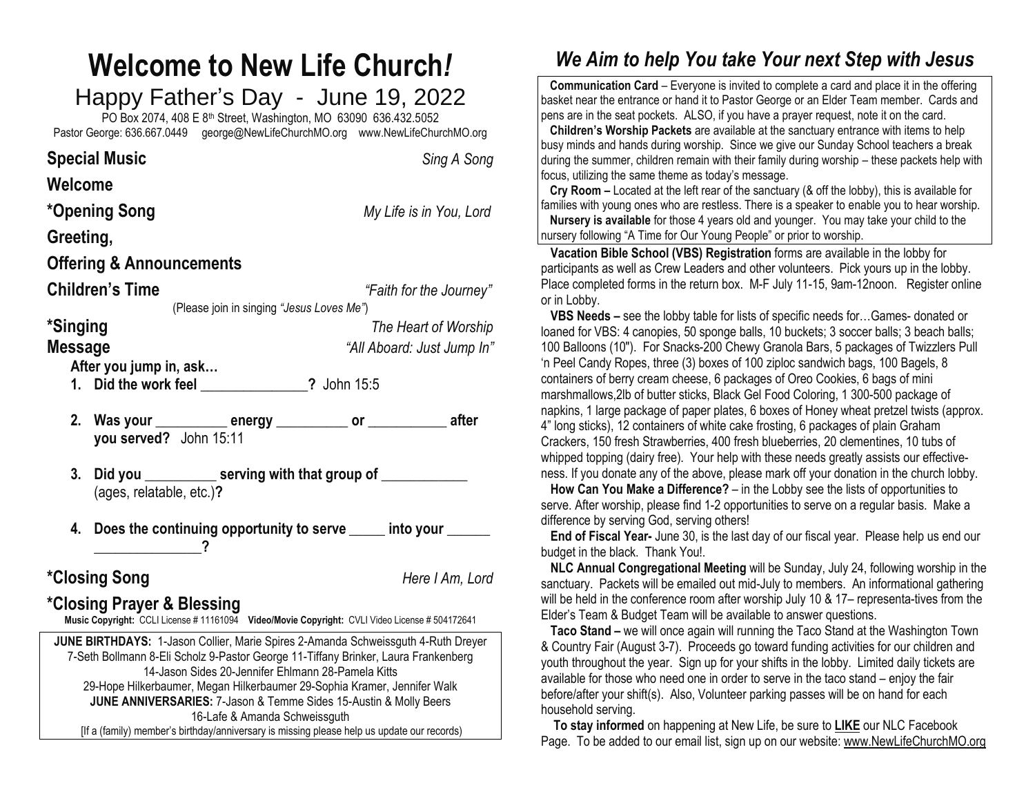# Welcome to New Life Church*!*

## Happy Father's Day - June 19, 2022

PO Box 2074, 408 E 8th Street, Washington, MO 63090 636.432.5052
Pastor George: 636.667.0449 george@NewLifeChurchMO.org www.NewLifeChurchMO.org

**Special Music** *Sing A Song*

**Welcome**

***Opening Song** *My Life is in You, Lord*

**Greeting,**

**Offering & Announcements**

**Children's Time** *"Faith for the Journey"*

(Please join in singing *"Jesus Loves Me"*)

***Singing** *The Heart of Worship*

**Message** *"All Aboard: Just Jump In"*

**After you jump in, ask…**

1. **Did the work feel _______________?** John 15:5
2. **Was your __________ energy __________ or ___________ after you served?** John 15:11
3. **Did you __________ serving with that group of ____________** (ages, relatable, etc.)**?**
4. **Does the continuing opportunity to serve _____ into your ______ _______________?**

***Closing Song** *Here I Am, Lord*

***Closing Prayer & Blessing**

**Music Copyright:** CCLI License # 11161094 **Video/Movie Copyright:** CVLI Video License # 504172641

**JUNE BIRTHDAYS:** 1-Jason Collier, Marie Spires 2-Amanda Schweissguth 4-Ruth Dreyer 7-Seth Bollmann 8-Eli Scholz 9-Pastor George 11-Tiffany Brinker, Laura Frankenberg 14-Jason Sides 20-Jennifer Ehlmann 28-Pamela Kitts 29-Hope Hilkerbaumer, Megan Hilkerbaumer 29-Sophia Kramer, Jennifer Walk
**JUNE ANNIVERSARIES:** 7-Jason & Temme Sides 15-Austin & Molly Beers 16-Lafe & Amanda Schweissguth
[If a (family) member's birthday/anniversary is missing please help us update our records)

## *We Aim to help You take Your next Step with Jesus*

**Communication Card** – Everyone is invited to complete a card and place it in the offering basket near the entrance or hand it to Pastor George or an Elder Team member. Cards and pens are in the seat pockets. ALSO, if you have a prayer request, note it on the card.

**Children's Worship Packets** are available at the sanctuary entrance with items to help busy minds and hands during worship. Since we give our Sunday School teachers a break during the summer, children remain with their family during worship – these packets help with focus, utilizing the same theme as today's message.

**Cry Room –** Located at the left rear of the sanctuary (& off the lobby), this is available for families with young ones who are restless. There is a speaker to enable you to hear worship.

**Nursery is available** for those 4 years old and younger. You may take your child to the nursery following "A Time for Our Young People" or prior to worship.

**Vacation Bible School (VBS) Registration** forms are available in the lobby for participants as well as Crew Leaders and other volunteers. Pick yours up in the lobby. Place completed forms in the return box. M-F July 11-15, 9am-12noon. Register online or in Lobby.

**VBS Needs –** see the lobby table for lists of specific needs for…Games- donated or loaned for VBS: 4 canopies, 50 sponge balls, 10 buckets; 3 soccer balls; 3 beach balls; 100 Balloons (10"). For Snacks-200 Chewy Granola Bars, 5 packages of Twizzlers Pull 'n Peel Candy Ropes, three (3) boxes of 100 ziploc sandwich bags, 100 Bagels, 8 containers of berry cream cheese, 6 packages of Oreo Cookies, 6 bags of mini marshmallows,2lb of butter sticks, Black Gel Food Coloring, 1 300-500 package of napkins, 1 large package of paper plates, 6 boxes of Honey wheat pretzel twists (approx. 4" long sticks), 12 containers of white cake frosting, 6 packages of plain Graham Crackers, 150 fresh Strawberries, 400 fresh blueberries, 20 clementines, 10 tubs of whipped topping (dairy free). Your help with these needs greatly assists our effective-ness. If you donate any of the above, please mark off your donation in the church lobby.

**How Can You Make a Difference?** – in the Lobby see the lists of opportunities to serve. After worship, please find 1-2 opportunities to serve on a regular basis. Make a difference by serving God, serving others!

**End of Fiscal Year-** June 30, is the last day of our fiscal year. Please help us end our budget in the black. Thank You!.

**NLC Annual Congregational Meeting** will be Sunday, July 24, following worship in the sanctuary. Packets will be emailed out mid-July to members. An informational gathering will be held in the conference room after worship July 10 & 17– representa-tives from the Elder's Team & Budget Team will be available to answer questions.

**Taco Stand –** we will once again will running the Taco Stand at the Washington Town & Country Fair (August 3-7). Proceeds go toward funding activities for our children and youth throughout the year. Sign up for your shifts in the lobby. Limited daily tickets are available for those who need one in order to serve in the taco stand – enjoy the fair before/after your shift(s). Also, Volunteer parking passes will be on hand for each household serving.

**To stay informed** on happening at New Life, be sure to **LIKE** our NLC Facebook Page. To be added to our email list, sign up on our website: www.NewLifeChurchMO.org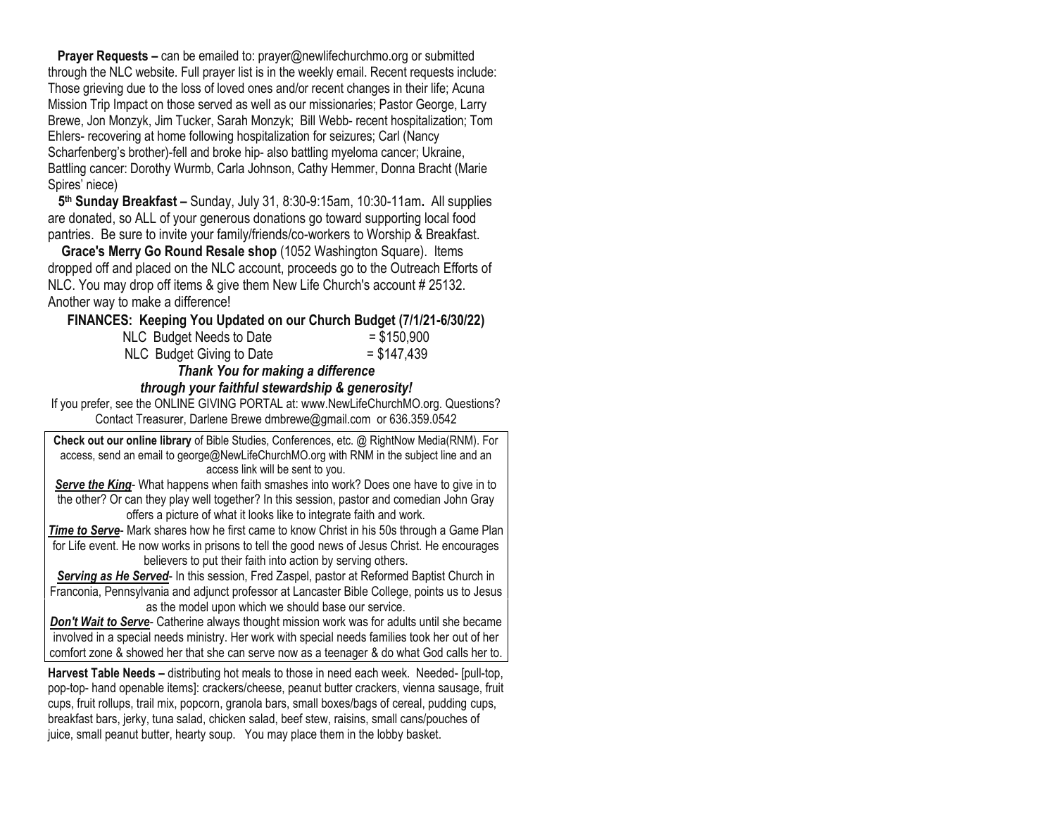**Prayer Requests –** can be emailed to: prayer@newlifechurchmo.org or submitted through the NLC website. Full prayer list is in the weekly email. Recent requests include: Those grieving due to the loss of loved ones and/or recent changes in their life; Acuna Mission Trip Impact on those served as well as our missionaries; Pastor George, Larry Brewe, Jon Monzyk, Jim Tucker, Sarah Monzyk; Bill Webb- recent hospitalization; Tom Ehlers- recovering at home following hospitalization for seizures; Carl (Nancy Scharfenberg's brother)-fell and broke hip- also battling myeloma cancer; Ukraine, Battling cancer: Dorothy Wurmb, Carla Johnson, Cathy Hemmer, Donna Bracht (Marie Spires' niece)

**5th Sunday Breakfast –** Sunday, July 31, 8:30-9:15am, 10:30-11am**.** All supplies are donated, so ALL of your generous donations go toward supporting local food pantries. Be sure to invite your family/friends/co-workers to Worship & Breakfast.

**Grace's Merry Go Round Resale shop** (1052 Washington Square). Items dropped off and placed on the NLC account, proceeds go to the Outreach Efforts of NLC. You may drop off items & give them New Life Church's account # 25132. Another way to make a difference!

**FINANCES: Keeping You Updated on our Church Budget (7/1/21-6/30/22)**

| | |
|---|---|
| NLC Budget Needs to Date | = $150,900 |
| NLC Budget Giving to Date | = $147,439 |

***Thank You for making a difference through your faithful stewardship & generosity!***

If you prefer, see the ONLINE GIVING PORTAL at: www.NewLifeChurchMO.org. Questions? Contact Treasurer, Darlene Brewe dmbrewe@gmail.com or 636.359.0542

**Check out our online library** of Bible Studies, Conferences, etc. @ RightNow Media(RNM). For access, send an email to george@NewLifeChurchMO.org with RNM in the subject line and an access link will be sent to you.

***Serve the King***- What happens when faith smashes into work? Does one have to give in to the other? Or can they play well together? In this session, pastor and comedian John Gray offers a picture of what it looks like to integrate faith and work.

***Time to Serve***- Mark shares how he first came to know Christ in his 50s through a Game Plan for Life event. He now works in prisons to tell the good news of Jesus Christ. He encourages believers to put their faith into action by serving others.

***Serving as He Served***- In this session, Fred Zaspel, pastor at Reformed Baptist Church in Franconia, Pennsylvania and adjunct professor at Lancaster Bible College, points us to Jesus as the model upon which we should base our service.

***Don't Wait to Serve***- Catherine always thought mission work was for adults until she became involved in a special needs ministry. Her work with special needs families took her out of her comfort zone & showed her that she can serve now as a teenager & do what God calls her to.

**Harvest Table Needs –** distributing hot meals to those in need each week. Needed- [pull-top, pop-top- hand openable items]: crackers/cheese, peanut butter crackers, vienna sausage, fruit cups, fruit rollups, trail mix, popcorn, granola bars, small boxes/bags of cereal, pudding cups, breakfast bars, jerky, tuna salad, chicken salad, beef stew, raisins, small cans/pouches of juice, small peanut butter, hearty soup. You may place them in the lobby basket.